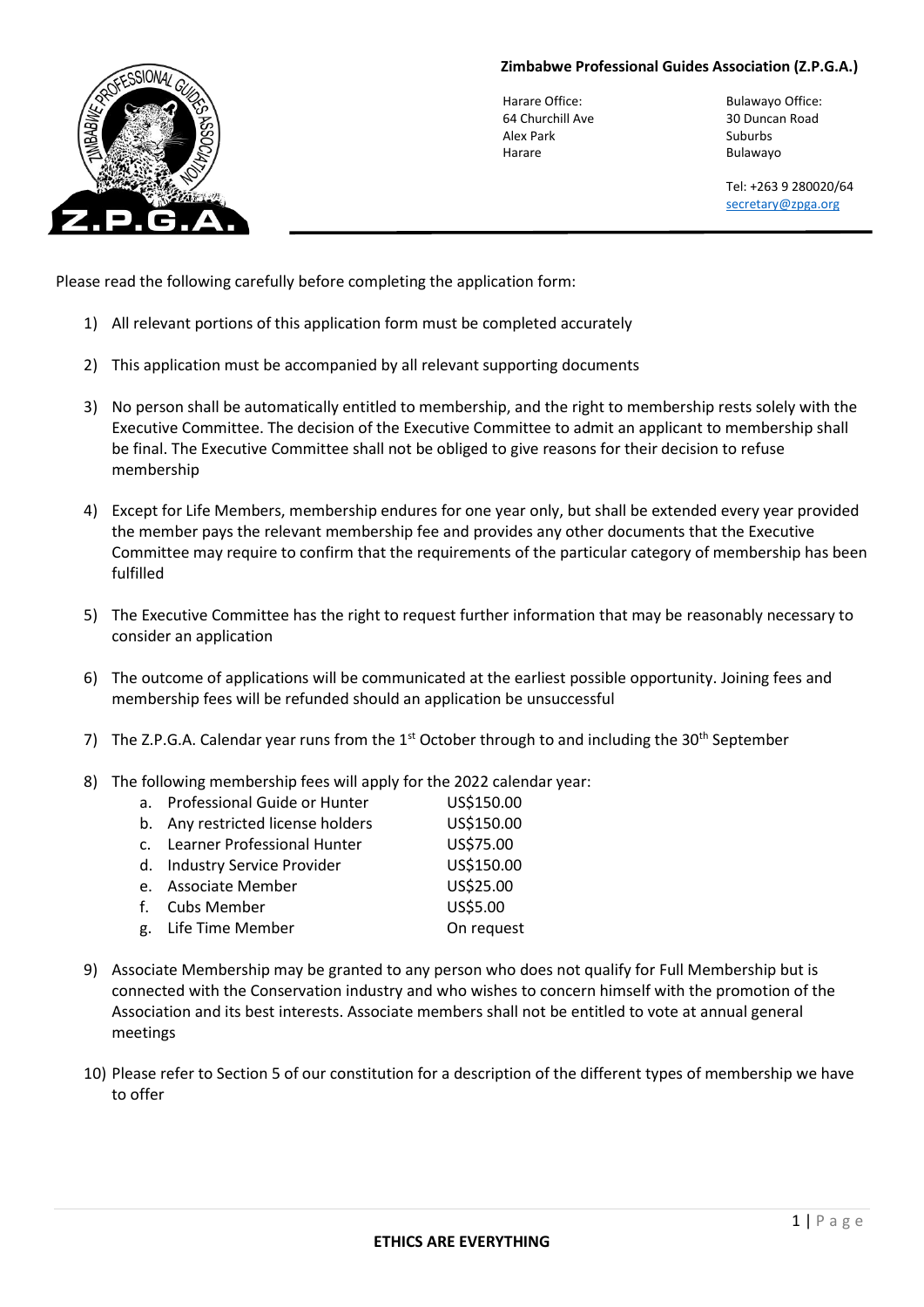**Zimbabwe Professional Guides Association (Z.P.G.A.)**

Harare Office:
64 Churchill Ave
Alex Park
Harare

Bulawayo Office:
30 Duncan Road
Suburbs
Bulawayo

Tel: +263 9 280020/64
secretary@zpga.org

---

Please read the following carefully before completing the application form:

1) All relevant portions of this application form must be completed accurately

2) This application must be accompanied by all relevant supporting documents

3) No person shall be automatically entitled to membership, and the right to membership rests solely with the Executive Committee. The decision of the Executive Committee to admit an applicant to membership shall be final. The Executive Committee shall not be obliged to give reasons for their decision to refuse membership

4) Except for Life Members, membership endures for one year only, but shall be extended every year provided the member pays the relevant membership fee and provides any other documents that the Executive Committee may require to confirm that the requirements of the particular category of membership has been fulfilled

5) The Executive Committee has the right to request further information that may be reasonably necessary to consider an application

6) The outcome of applications will be communicated at the earliest possible opportunity. Joining fees and membership fees will be refunded should an application be unsuccessful

7) The Z.P.G.A. Calendar year runs from the 1st October through to and including the 30th September

8) The following membership fees will apply for the 2022 calendar year:

   a. Professional Guide or Hunter — US$150.00
   b. Any restricted license holders — US$150.00
   c. Learner Professional Hunter — US$75.00
   d. Industry Service Provider — US$150.00
   e. Associate Member — US$25.00
   f. Cubs Member — US$5.00
   g. Life Time Member — On request

9) Associate Membership may be granted to any person who does not qualify for Full Membership but is connected with the Conservation industry and who wishes to concern himself with the promotion of the Association and its best interests. Associate members shall not be entitled to vote at annual general meetings

10) Please refer to Section 5 of our constitution for a description of the different types of membership we have to offer

**ETHICS ARE EVERYTHING**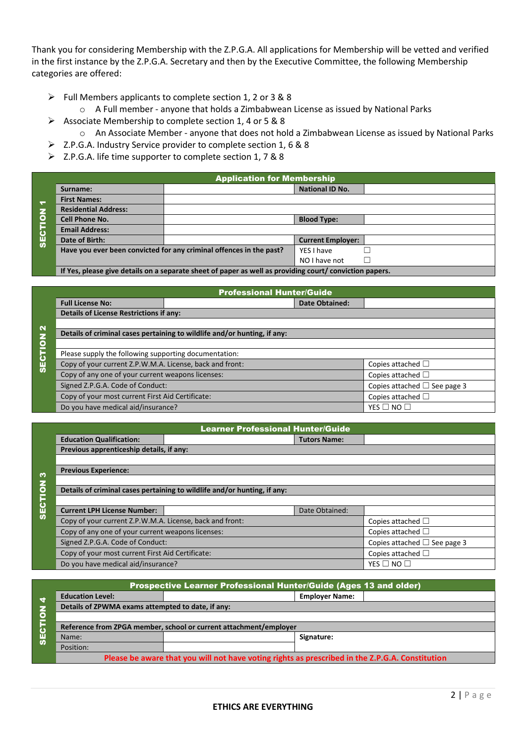Thank you for considering Membership with the Z.P.G.A. All applications for Membership will be vetted and verified in the first instance by the Z.P.G.A. Secretary and then by the Executive Committee, the following Membership categories are offered:

- Full Members applicants to complete section 1, 2 or 3 & 8
  - A Full member - anyone that holds a Zimbabwean License as issued by National Parks
- Associate Membership to complete section 1, 4 or 5 & 8
  - An Associate Member - anyone that does not hold a Zimbabwean License as issued by National Parks
- Z.P.G.A. Industry Service provider to complete section 1, 6 & 8
- Z.P.G.A. life time supporter to complete section 1, 7 & 8

**SECTION 1 – Application for Membership**

| | | | |
|---|---|---|---|
| **Surname:** | | **National ID No.** | |
| **First Names:** | | | |
| **Residential Address:** | | | |
| **Cell Phone No.** | | **Blood Type:** | |
| **Email Address:** | | | |
| **Date of Birth:** | | **Current Employer:** | |
| **Have you ever been convicted for any criminal offences in the past?** | | YES I have ☐ | |
| | | NO I have not ☐ | |
| **If Yes, please give details on a separate sheet of paper as well as providing court/ conviction papers.** | | | |

**SECTION 2 – Professional Hunter/Guide**

| | | | |
|---|---|---|---|
| **Full License No:** | | **Date Obtained:** | |
| **Details of License Restrictions if any:** | | | |
| | | | |
| **Details of criminal cases pertaining to wildlife and/or hunting, if any:** | | | |
| | | | |
| Please supply the following supporting documentation: | | | |
| Copy of your current Z.P.W.M.A. License, back and front: | | | Copies attached ☐ |
| Copy of any one of your current weapons licenses: | | | Copies attached ☐ |
| Signed Z.P.G.A. Code of Conduct: | | | Copies attached ☐ See page 3 |
| Copy of your most current First Aid Certificate: | | | Copies attached ☐ |
| Do you have medical aid/insurance? | | | YES ☐ NO ☐ |

**SECTION 3 – Learner Professional Hunter/Guide**

| | | | |
|---|---|---|---|
| **Education Qualification:** | | **Tutors Name:** | |
| **Previous apprenticeship details, if any:** | | | |
| | | | |
| **Previous Experience:** | | | |
| | | | |
| **Details of criminal cases pertaining to wildlife and/or hunting, if any:** | | | |
| | | | |
| **Current LPH License Number:** | | Date Obtained: | |
| Copy of your current Z.P.W.M.A. License, back and front: | | | Copies attached ☐ |
| Copy of any one of your current weapons licenses: | | | Copies attached ☐ |
| Signed Z.P.G.A. Code of Conduct: | | | Copies attached ☐ See page 3 |
| Copy of your most current First Aid Certificate: | | | Copies attached ☐ |
| Do you have medical aid/insurance? | | | YES ☐ NO ☐ |

**SECTION 4 – Prospective Learner Professional Hunter/Guide (Ages 13 and older)**

| | | | |
|---|---|---|---|
| **Education Level:** | | **Employer Name:** | |
| **Details of ZPWMA exams attempted to date, if any:** | | | |
| | | | |
| **Reference from ZPGA member, school or current attachment/employer** | | | |
| Name: | | **Signature:** | |
| Position: | | | |
| **Please be aware that you will not have voting rights as prescribed in the Z.P.G.A. Constitution** | | | |

**ETHICS ARE EVERYTHING**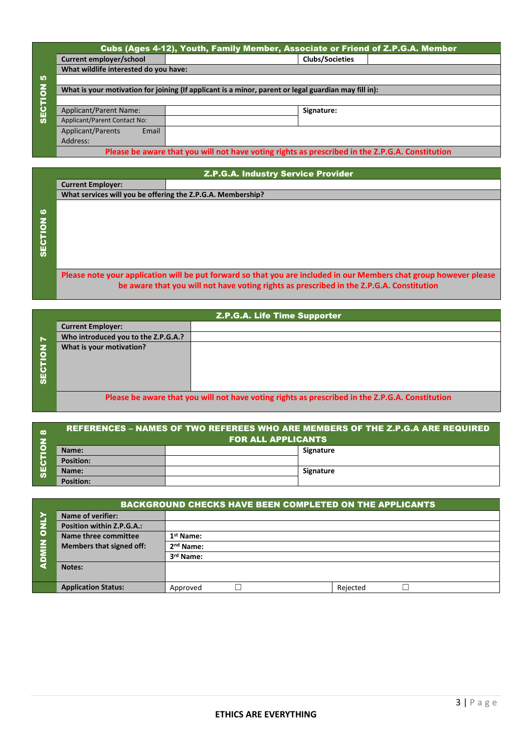## SECTION 5

| Cubs (Ages 4-12), Youth, Family Member, Associate or Friend of Z.P.G.A. Member | | | |
|---|---|---|---|
| **Current employer/school** | | **Clubs/Societies** | |
| **What wildlife interested do you have:** | | | |
| | | | |
| **What is your motivation for joining (If applicant is a minor, parent or legal guardian may fill in):** | | | |
| | | | |
| Applicant/Parent Name: | | **Signature:** | |
| Applicant/Parent Contact No: | | | |
| Applicant/Parents Email Address: | | | |
| Please be aware that you will not have voting rights as prescribed in the Z.P.G.A. Constitution | | | |

## SECTION 6

| Z.P.G.A. Industry Service Provider | |
|---|---|
| **Current Employer:** | |
| **What services will you be offering the Z.P.G.A. Membership?** | |
| | |
| Please note your application will be put forward so that you are included in our Members chat group however please be aware that you will not have voting rights as prescribed in the Z.P.G.A. Constitution | |

## SECTION 7

| Z.P.G.A. Life Time Supporter | |
|---|---|
| **Current Employer:** | |
| **Who introduced you to the Z.P.G.A.?** | |
| **What is your motivation?** | |
| Please be aware that you will not have voting rights as prescribed in the Z.P.G.A. Constitution | |

## SECTION 8

| REFERENCES – NAMES OF TWO REFEREES WHO ARE MEMBERS OF THE Z.P.G.A ARE REQUIRED FOR ALL APPLICANTS | | |
|---|---|---|
| **Name:** | | **Signature** |
| **Position:** | | |
| **Name:** | | **Signature** |
| **Position:** | | |

## ADMIN ONLY

| BACKGROUND CHECKS HAVE BEEN COMPLETED ON THE APPLICANTS | | |
|---|---|---|
| **Name of verifier:** | | |
| **Position within Z.P.G.A.:** | | |
| **Name three committee Members that signed off:** | **1st Name:** | |
| | **2nd Name:** | |
| | **3rd Name:** | |
| **Notes:** | | |
| **Application Status:** | Approved ☐ | Rejected ☐ |

**ETHICS ARE EVERYTHING**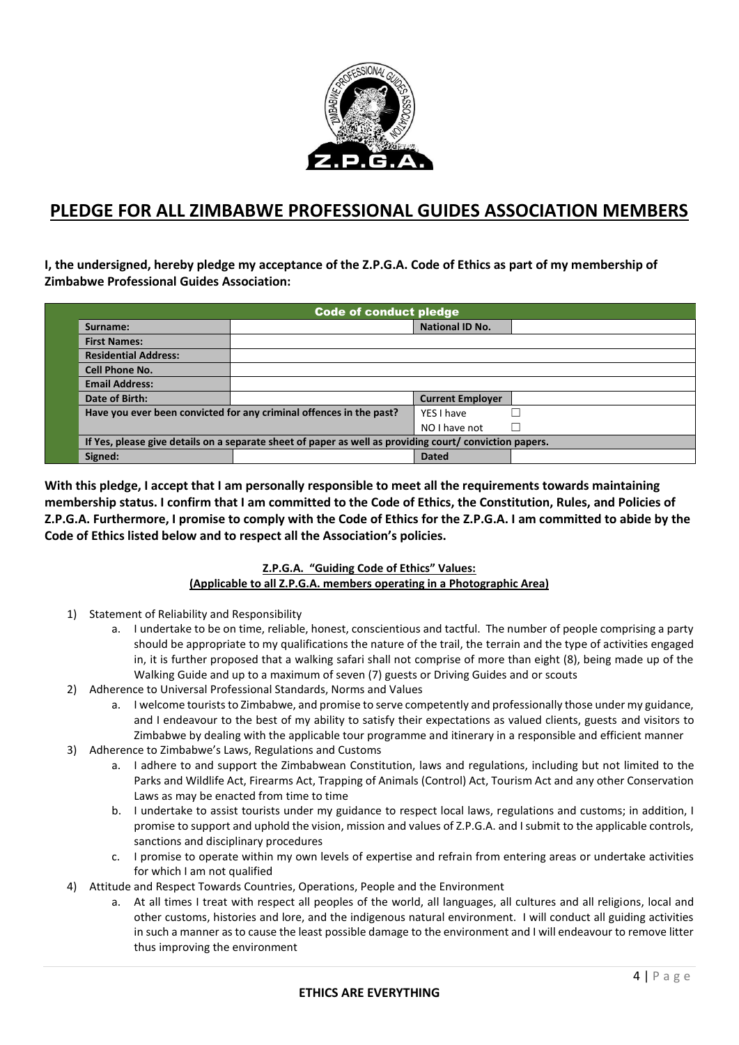# PLEDGE FOR ALL ZIMBABWE PROFESSIONAL GUIDES ASSOCIATION MEMBERS

**I, the undersigned, hereby pledge my acceptance of the Z.P.G.A. Code of Ethics as part of my membership of Zimbabwe Professional Guides Association:**

| Code of conduct pledge | | | |
|---|---|---|---|
| **Surname:** | | **National ID No.** | |
| **First Names:** | | | |
| **Residential Address:** | | | |
| **Cell Phone No.** | | | |
| **Email Address:** | | | |
| **Date of Birth:** | | **Current Employer** | |
| **Have you ever been convicted for any criminal offences in the past?** | | YES I have | ☐ |
| | | NO I have not | ☐ |
| **If Yes, please give details on a separate sheet of paper as well as providing court/ conviction papers.** | | | |
| **Signed:** | | **Dated** | |

**With this pledge, I accept that I am personally responsible to meet all the requirements towards maintaining membership status. I confirm that I am committed to the Code of Ethics, the Constitution, Rules, and Policies of Z.P.G.A. Furthermore, I promise to comply with the Code of Ethics for the Z.P.G.A. I am committed to abide by the Code of Ethics listed below and to respect all the Association's policies.**

**Z.P.G.A. "Guiding Code of Ethics" Values:**
**(Applicable to all Z.P.G.A. members operating in a Photographic Area)**

1) Statement of Reliability and Responsibility
   a. I undertake to be on time, reliable, honest, conscientious and tactful. The number of people comprising a party should be appropriate to my qualifications the nature of the trail, the terrain and the type of activities engaged in, it is further proposed that a walking safari shall not comprise of more than eight (8), being made up of the Walking Guide and up to a maximum of seven (7) guests or Driving Guides and or scouts
2) Adherence to Universal Professional Standards, Norms and Values
   a. I welcome tourists to Zimbabwe, and promise to serve competently and professionally those under my guidance, and I endeavour to the best of my ability to satisfy their expectations as valued clients, guests and visitors to Zimbabwe by dealing with the applicable tour programme and itinerary in a responsible and efficient manner
3) Adherence to Zimbabwe's Laws, Regulations and Customs
   a. I adhere to and support the Zimbabwean Constitution, laws and regulations, including but not limited to the Parks and Wildlife Act, Firearms Act, Trapping of Animals (Control) Act, Tourism Act and any other Conservation Laws as may be enacted from time to time
   b. I undertake to assist tourists under my guidance to respect local laws, regulations and customs; in addition, I promise to support and uphold the vision, mission and values of Z.P.G.A. and I submit to the applicable controls, sanctions and disciplinary procedures
   c. I promise to operate within my own levels of expertise and refrain from entering areas or undertake activities for which I am not qualified
4) Attitude and Respect Towards Countries, Operations, People and the Environment
   a. At all times I treat with respect all peoples of the world, all languages, all cultures and all religions, local and other customs, histories and lore, and the indigenous natural environment. I will conduct all guiding activities in such a manner as to cause the least possible damage to the environment and I will endeavour to remove litter thus improving the environment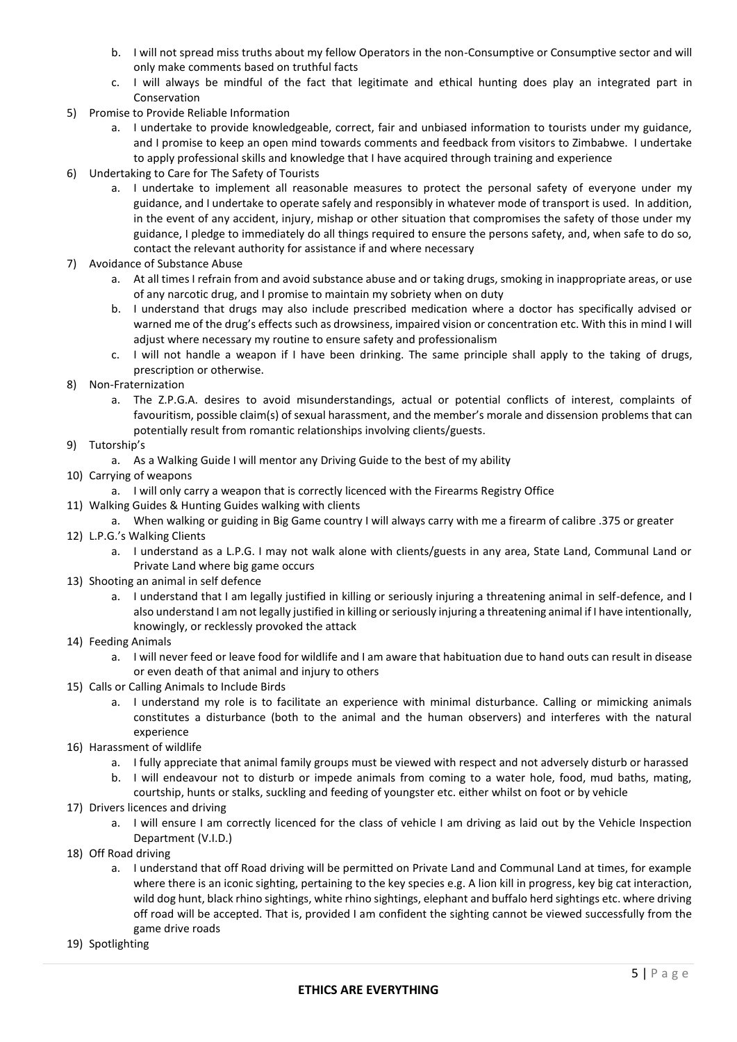b. I will not spread miss truths about my fellow Operators in the non-Consumptive or Consumptive sector and will only make comments based on truthful facts
   c. I will always be mindful of the fact that legitimate and ethical hunting does play an integrated part in Conservation

5) Promise to Provide Reliable Information
   a. I undertake to provide knowledgeable, correct, fair and unbiased information to tourists under my guidance, and I promise to keep an open mind towards comments and feedback from visitors to Zimbabwe. I undertake to apply professional skills and knowledge that I have acquired through training and experience

6) Undertaking to Care for The Safety of Tourists
   a. I undertake to implement all reasonable measures to protect the personal safety of everyone under my guidance, and I undertake to operate safely and responsibly in whatever mode of transport is used. In addition, in the event of any accident, injury, mishap or other situation that compromises the safety of those under my guidance, I pledge to immediately do all things required to ensure the persons safety, and, when safe to do so, contact the relevant authority for assistance if and where necessary

7) Avoidance of Substance Abuse
   a. At all times I refrain from and avoid substance abuse and or taking drugs, smoking in inappropriate areas, or use of any narcotic drug, and I promise to maintain my sobriety when on duty
   b. I understand that drugs may also include prescribed medication where a doctor has specifically advised or warned me of the drug's effects such as drowsiness, impaired vision or concentration etc. With this in mind I will adjust where necessary my routine to ensure safety and professionalism
   c. I will not handle a weapon if I have been drinking. The same principle shall apply to the taking of drugs, prescription or otherwise.

8) Non-Fraternization
   a. The Z.P.G.A. desires to avoid misunderstandings, actual or potential conflicts of interest, complaints of favouritism, possible claim(s) of sexual harassment, and the member's morale and dissension problems that can potentially result from romantic relationships involving clients/guests.

9) Tutorship's
   a. As a Walking Guide I will mentor any Driving Guide to the best of my ability

10) Carrying of weapons
    a. I will only carry a weapon that is correctly licenced with the Firearms Registry Office

11) Walking Guides & Hunting Guides walking with clients
    a. When walking or guiding in Big Game country I will always carry with me a firearm of calibre .375 or greater

12) L.P.G.'s Walking Clients
    a. I understand as a L.P.G. I may not walk alone with clients/guests in any area, State Land, Communal Land or Private Land where big game occurs

13) Shooting an animal in self defence
    a. I understand that I am legally justified in killing or seriously injuring a threatening animal in self-defence, and I also understand I am not legally justified in killing or seriously injuring a threatening animal if I have intentionally, knowingly, or recklessly provoked the attack

14) Feeding Animals
    a. I will never feed or leave food for wildlife and I am aware that habituation due to hand outs can result in disease or even death of that animal and injury to others

15) Calls or Calling Animals to Include Birds
    a. I understand my role is to facilitate an experience with minimal disturbance. Calling or mimicking animals constitutes a disturbance (both to the animal and the human observers) and interferes with the natural experience

16) Harassment of wildlife
    a. I fully appreciate that animal family groups must be viewed with respect and not adversely disturb or harassed
    b. I will endeavour not to disturb or impede animals from coming to a water hole, food, mud baths, mating, courtship, hunts or stalks, suckling and feeding of youngster etc. either whilst on foot or by vehicle

17) Drivers licences and driving
    a. I will ensure I am correctly licenced for the class of vehicle I am driving as laid out by the Vehicle Inspection Department (V.I.D.)

18) Off Road driving
    a. I understand that off Road driving will be permitted on Private Land and Communal Land at times, for example where there is an iconic sighting, pertaining to the key species e.g. A lion kill in progress, key big cat interaction, wild dog hunt, black rhino sightings, white rhino sightings, elephant and buffalo herd sightings etc. where driving off road will be accepted. That is, provided I am confident the sighting cannot be viewed successfully from the game drive roads

19) Spotlighting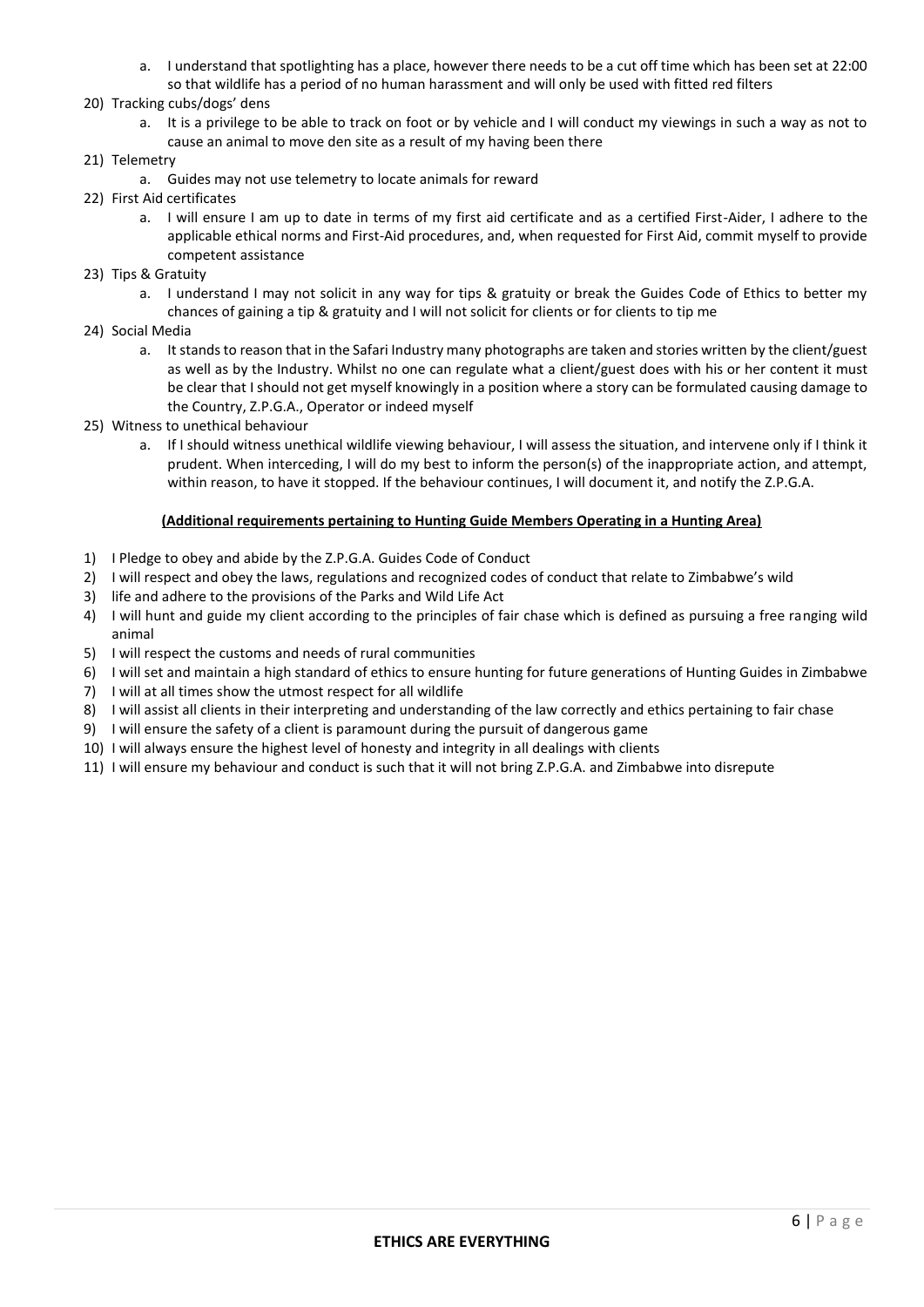a. I understand that spotlighting has a place, however there needs to be a cut off time which has been set at 22:00 so that wildlife has a period of no human harassment and will only be used with fitted red filters

20) Tracking cubs/dogs' dens
    a. It is a privilege to be able to track on foot or by vehicle and I will conduct my viewings in such a way as not to cause an animal to move den site as a result of my having been there
21) Telemetry
    a. Guides may not use telemetry to locate animals for reward
22) First Aid certificates
    a. I will ensure I am up to date in terms of my first aid certificate and as a certified First-Aider, I adhere to the applicable ethical norms and First-Aid procedures, and, when requested for First Aid, commit myself to provide competent assistance
23) Tips & Gratuity
    a. I understand I may not solicit in any way for tips & gratuity or break the Guides Code of Ethics to better my chances of gaining a tip & gratuity and I will not solicit for clients or for clients to tip me
24) Social Media
    a. It stands to reason that in the Safari Industry many photographs are taken and stories written by the client/guest as well as by the Industry. Whilst no one can regulate what a client/guest does with his or her content it must be clear that I should not get myself knowingly in a position where a story can be formulated causing damage to the Country, Z.P.G.A., Operator or indeed myself
25) Witness to unethical behaviour
    a. If I should witness unethical wildlife viewing behaviour, I will assess the situation, and intervene only if I think it prudent. When interceding, I will do my best to inform the person(s) of the inappropriate action, and attempt, within reason, to have it stopped. If the behaviour continues, I will document it, and notify the Z.P.G.A.

**(Additional requirements pertaining to Hunting Guide Members Operating in a Hunting Area)**

1) I Pledge to obey and abide by the Z.P.G.A. Guides Code of Conduct
2) I will respect and obey the laws, regulations and recognized codes of conduct that relate to Zimbabwe's wild
3) life and adhere to the provisions of the Parks and Wild Life Act
4) I will hunt and guide my client according to the principles of fair chase which is defined as pursuing a free ranging wild animal
5) I will respect the customs and needs of rural communities
6) I will set and maintain a high standard of ethics to ensure hunting for future generations of Hunting Guides in Zimbabwe
7) I will at all times show the utmost respect for all wildlife
8) I will assist all clients in their interpreting and understanding of the law correctly and ethics pertaining to fair chase
9) I will ensure the safety of a client is paramount during the pursuit of dangerous game
10) I will always ensure the highest level of honesty and integrity in all dealings with clients
11) I will ensure my behaviour and conduct is such that it will not bring Z.P.G.A. and Zimbabwe into disrepute